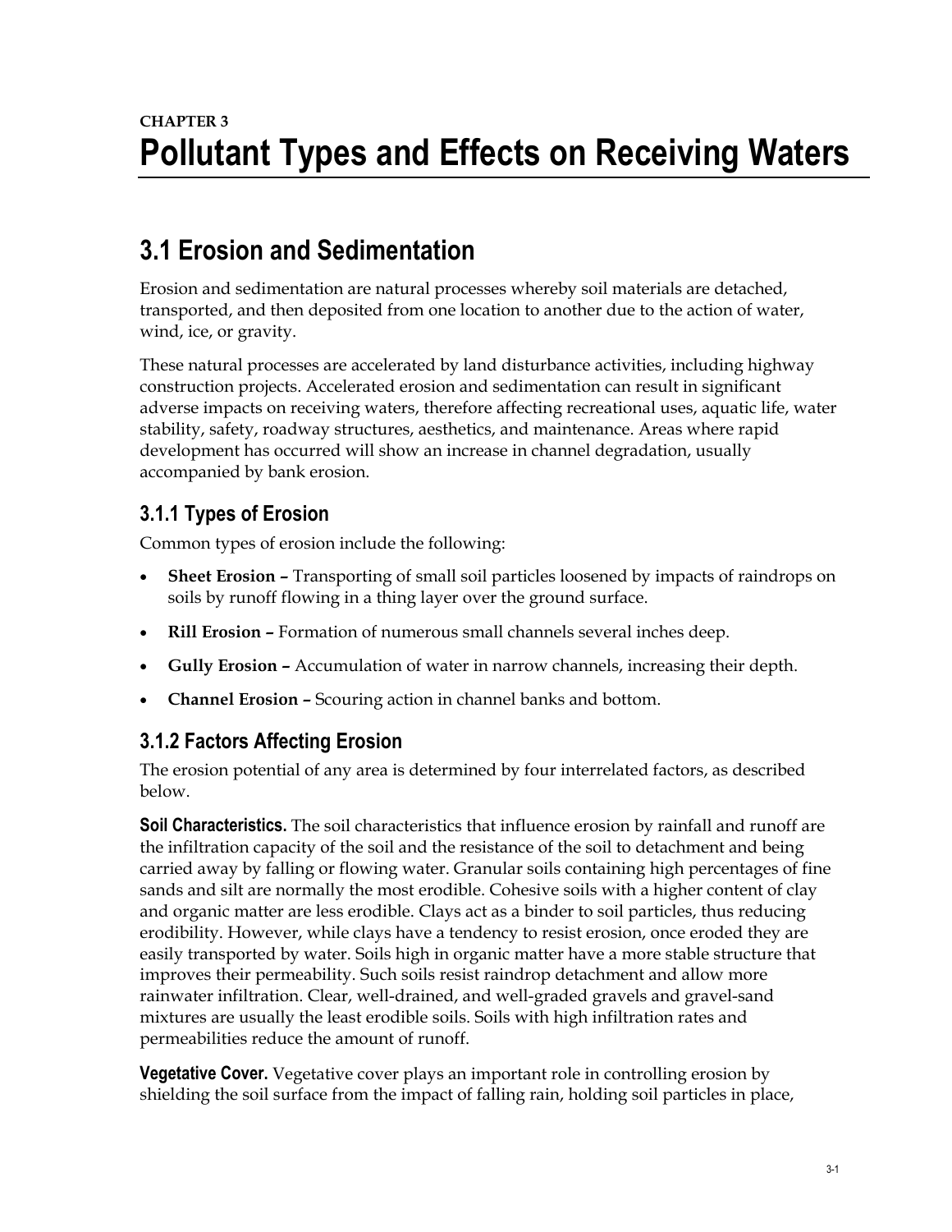# CHAPTER 3
# Pollutant Types and Effects on Receiving Waters

## 3.1 Erosion and Sedimentation

Erosion and sedimentation are natural processes whereby soil materials are detached, transported, and then deposited from one location to another due to the action of water, wind, ice, or gravity.

These natural processes are accelerated by land disturbance activities, including highway construction projects. Accelerated erosion and sedimentation can result in significant adverse impacts on receiving waters, therefore affecting recreational uses, aquatic life, water stability, safety, roadway structures, aesthetics, and maintenance. Areas where rapid development has occurred will show an increase in channel degradation, usually accompanied by bank erosion.

### 3.1.1 Types of Erosion

Common types of erosion include the following:

- **Sheet Erosion –** Transporting of small soil particles loosened by impacts of raindrops on soils by runoff flowing in a thing layer over the ground surface.
- **Rill Erosion –** Formation of numerous small channels several inches deep.
- **Gully Erosion –** Accumulation of water in narrow channels, increasing their depth.
- **Channel Erosion –** Scouring action in channel banks and bottom.

### 3.1.2 Factors Affecting Erosion

The erosion potential of any area is determined by four interrelated factors, as described below.

**Soil Characteristics.** The soil characteristics that influence erosion by rainfall and runoff are the infiltration capacity of the soil and the resistance of the soil to detachment and being carried away by falling or flowing water. Granular soils containing high percentages of fine sands and silt are normally the most erodible. Cohesive soils with a higher content of clay and organic matter are less erodible. Clays act as a binder to soil particles, thus reducing erodibility. However, while clays have a tendency to resist erosion, once eroded they are easily transported by water. Soils high in organic matter have a more stable structure that improves their permeability. Such soils resist raindrop detachment and allow more rainwater infiltration. Clear, well-drained, and well-graded gravels and gravel-sand mixtures are usually the least erodible soils. Soils with high infiltration rates and permeabilities reduce the amount of runoff.

**Vegetative Cover.** Vegetative cover plays an important role in controlling erosion by shielding the soil surface from the impact of falling rain, holding soil particles in place,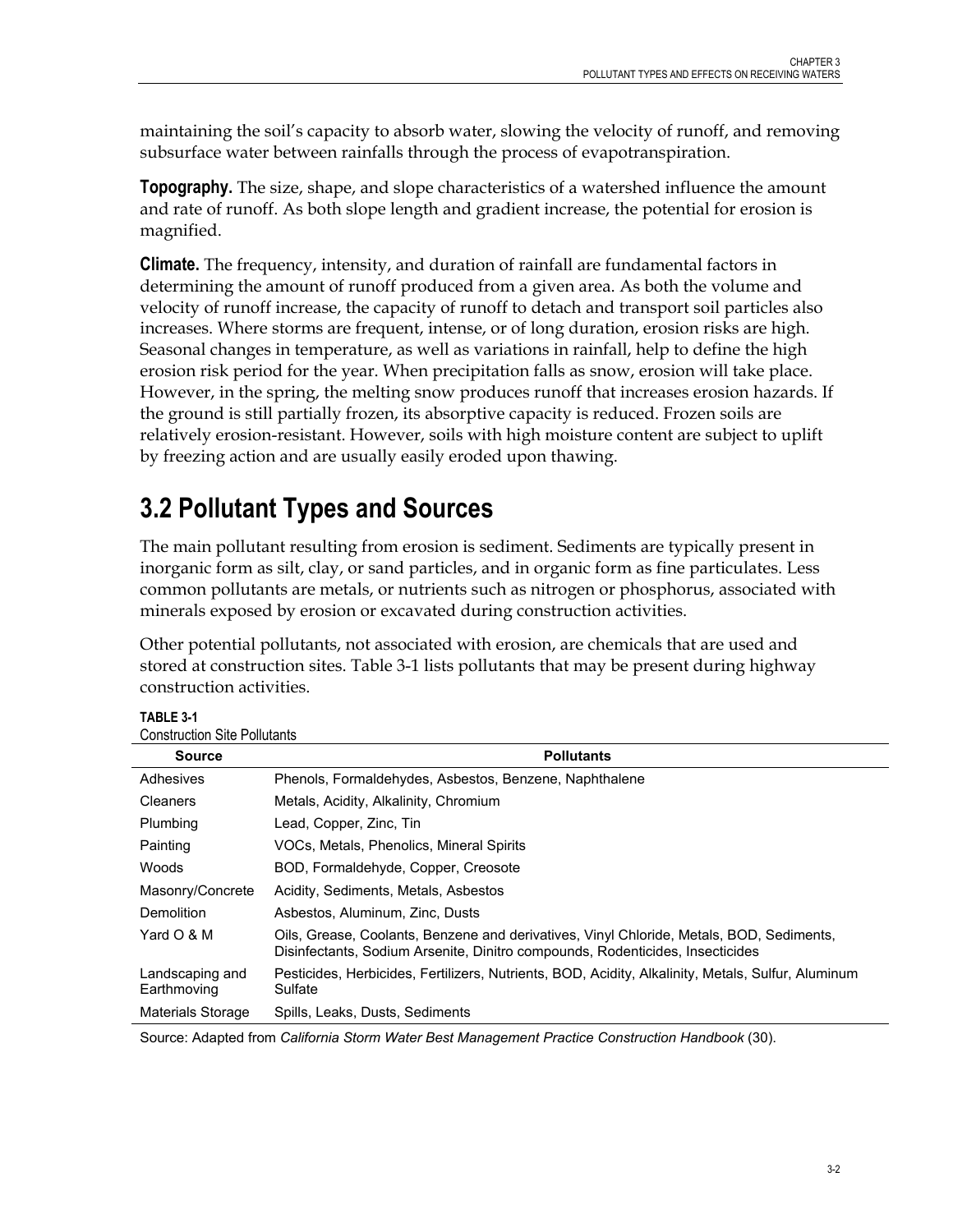maintaining the soil's capacity to absorb water, slowing the velocity of runoff, and removing subsurface water between rainfalls through the process of evapotranspiration.

**Topography.** The size, shape, and slope characteristics of a watershed influence the amount and rate of runoff. As both slope length and gradient increase, the potential for erosion is magnified.

**Climate.** The frequency, intensity, and duration of rainfall are fundamental factors in determining the amount of runoff produced from a given area. As both the volume and velocity of runoff increase, the capacity of runoff to detach and transport soil particles also increases. Where storms are frequent, intense, or of long duration, erosion risks are high. Seasonal changes in temperature, as well as variations in rainfall, help to define the high erosion risk period for the year. When precipitation falls as snow, erosion will take place. However, in the spring, the melting snow produces runoff that increases erosion hazards. If the ground is still partially frozen, its absorptive capacity is reduced. Frozen soils are relatively erosion-resistant. However, soils with high moisture content are subject to uplift by freezing action and are usually easily eroded upon thawing.

# 3.2 Pollutant Types and Sources

The main pollutant resulting from erosion is sediment. Sediments are typically present in inorganic form as silt, clay, or sand particles, and in organic form as fine particulates. Less common pollutants are metals, or nutrients such as nitrogen or phosphorus, associated with minerals exposed by erosion or excavated during construction activities.

Other potential pollutants, not associated with erosion, are chemicals that are used and stored at construction sites. Table 3-1 lists pollutants that may be present during highway construction activities.

**TABLE 3-1**
Construction Site Pollutants

| Source | Pollutants |
|---|---|
| Adhesives | Phenols, Formaldehydes, Asbestos, Benzene, Naphthalene |
| Cleaners | Metals, Acidity, Alkalinity, Chromium |
| Plumbing | Lead, Copper, Zinc, Tin |
| Painting | VOCs, Metals, Phenolics, Mineral Spirits |
| Woods | BOD, Formaldehyde, Copper, Creosote |
| Masonry/Concrete | Acidity, Sediments, Metals, Asbestos |
| Demolition | Asbestos, Aluminum, Zinc, Dusts |
| Yard O & M | Oils, Grease, Coolants, Benzene and derivatives, Vinyl Chloride, Metals, BOD, Sediments, Disinfectants, Sodium Arsenite, Dinitro compounds, Rodenticides, Insecticides |
| Landscaping and Earthmoving | Pesticides, Herbicides, Fertilizers, Nutrients, BOD, Acidity, Alkalinity, Metals, Sulfur, Aluminum Sulfate |
| Materials Storage | Spills, Leaks, Dusts, Sediments |

Source: Adapted from *California Storm Water Best Management Practice Construction Handbook* (30).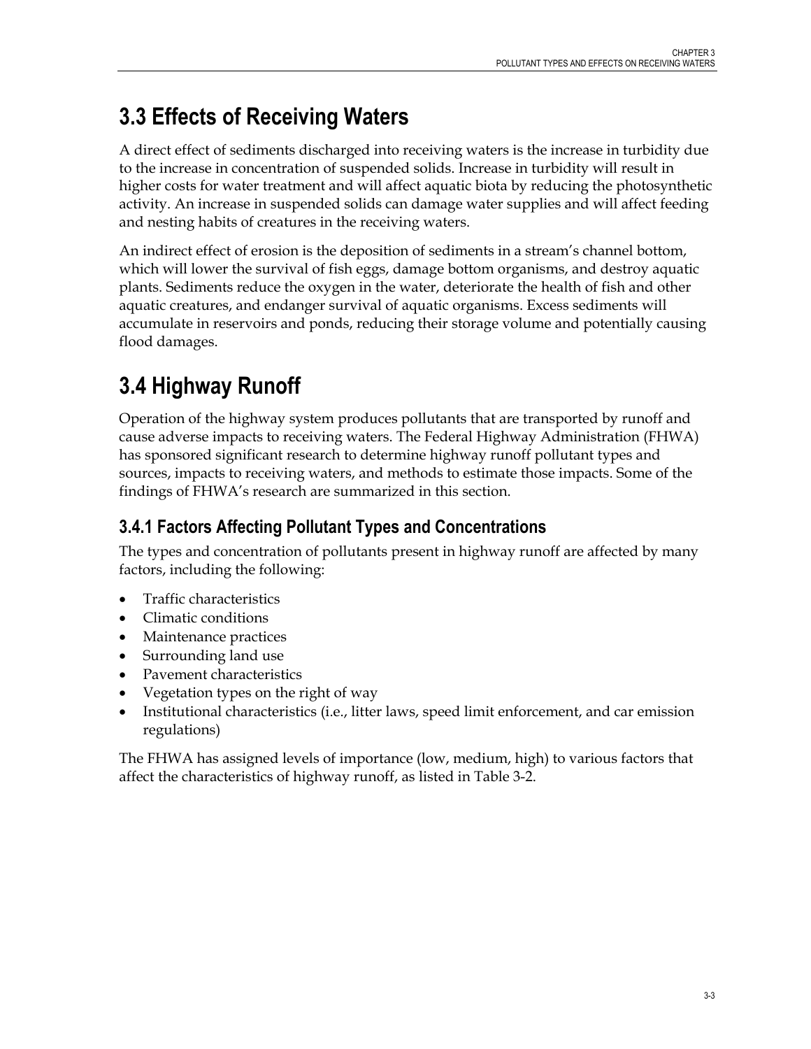## 3.3 Effects of Receiving Waters

A direct effect of sediments discharged into receiving waters is the increase in turbidity due to the increase in concentration of suspended solids. Increase in turbidity will result in higher costs for water treatment and will affect aquatic biota by reducing the photosynthetic activity. An increase in suspended solids can damage water supplies and will affect feeding and nesting habits of creatures in the receiving waters.

An indirect effect of erosion is the deposition of sediments in a stream's channel bottom, which will lower the survival of fish eggs, damage bottom organisms, and destroy aquatic plants. Sediments reduce the oxygen in the water, deteriorate the health of fish and other aquatic creatures, and endanger survival of aquatic organisms. Excess sediments will accumulate in reservoirs and ponds, reducing their storage volume and potentially causing flood damages.

## 3.4 Highway Runoff

Operation of the highway system produces pollutants that are transported by runoff and cause adverse impacts to receiving waters. The Federal Highway Administration (FHWA) has sponsored significant research to determine highway runoff pollutant types and sources, impacts to receiving waters, and methods to estimate those impacts. Some of the findings of FHWA's research are summarized in this section.

### 3.4.1 Factors Affecting Pollutant Types and Concentrations

The types and concentration of pollutants present in highway runoff are affected by many factors, including the following:

- Traffic characteristics
- Climatic conditions
- Maintenance practices
- Surrounding land use
- Pavement characteristics
- Vegetation types on the right of way
- Institutional characteristics (i.e., litter laws, speed limit enforcement, and car emission regulations)

The FHWA has assigned levels of importance (low, medium, high) to various factors that affect the characteristics of highway runoff, as listed in Table 3-2.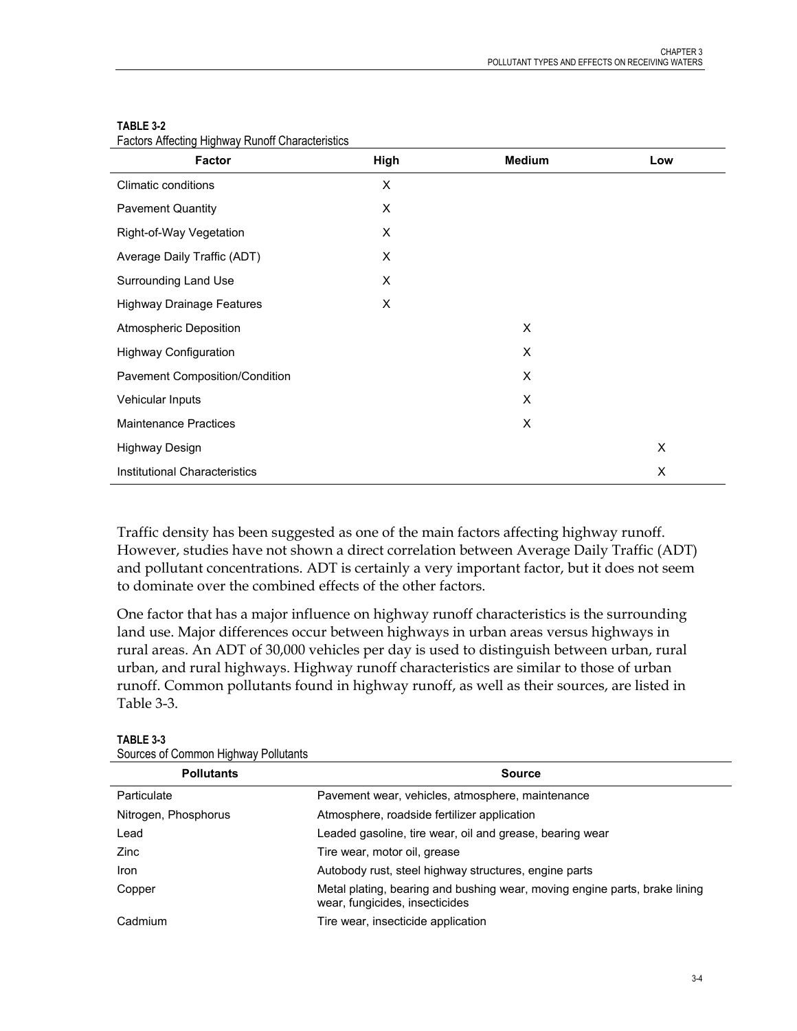**TABLE 3-2**
Factors Affecting Highway Runoff Characteristics

| Factor | High | Medium | Low |
| --- | --- | --- | --- |
| Climatic conditions | X | | |
| Pavement Quantity | X | | |
| Right-of-Way Vegetation | X | | |
| Average Daily Traffic (ADT) | X | | |
| Surrounding Land Use | X | | |
| Highway Drainage Features | X | | |
| Atmospheric Deposition | | X | |
| Highway Configuration | | X | |
| Pavement Composition/Condition | | X | |
| Vehicular Inputs | | X | |
| Maintenance Practices | | X | |
| Highway Design | | | X |
| Institutional Characteristics | | | X |

Traffic density has been suggested as one of the main factors affecting highway runoff. However, studies have not shown a direct correlation between Average Daily Traffic (ADT) and pollutant concentrations. ADT is certainly a very important factor, but it does not seem to dominate over the combined effects of the other factors.

One factor that has a major influence on highway runoff characteristics is the surrounding land use. Major differences occur between highways in urban areas versus highways in rural areas. An ADT of 30,000 vehicles per day is used to distinguish between urban, rural urban, and rural highways. Highway runoff characteristics are similar to those of urban runoff. Common pollutants found in highway runoff, as well as their sources, are listed in Table 3-3.

**TABLE 3-3**
Sources of Common Highway Pollutants

| Pollutants | Source |
| --- | --- |
| Particulate | Pavement wear, vehicles, atmosphere, maintenance |
| Nitrogen, Phosphorus | Atmosphere, roadside fertilizer application |
| Lead | Leaded gasoline, tire wear, oil and grease, bearing wear |
| Zinc | Tire wear, motor oil, grease |
| Iron | Autobody rust, steel highway structures, engine parts |
| Copper | Metal plating, bearing and bushing wear, moving engine parts, brake lining wear, fungicides, insecticides |
| Cadmium | Tire wear, insecticide application |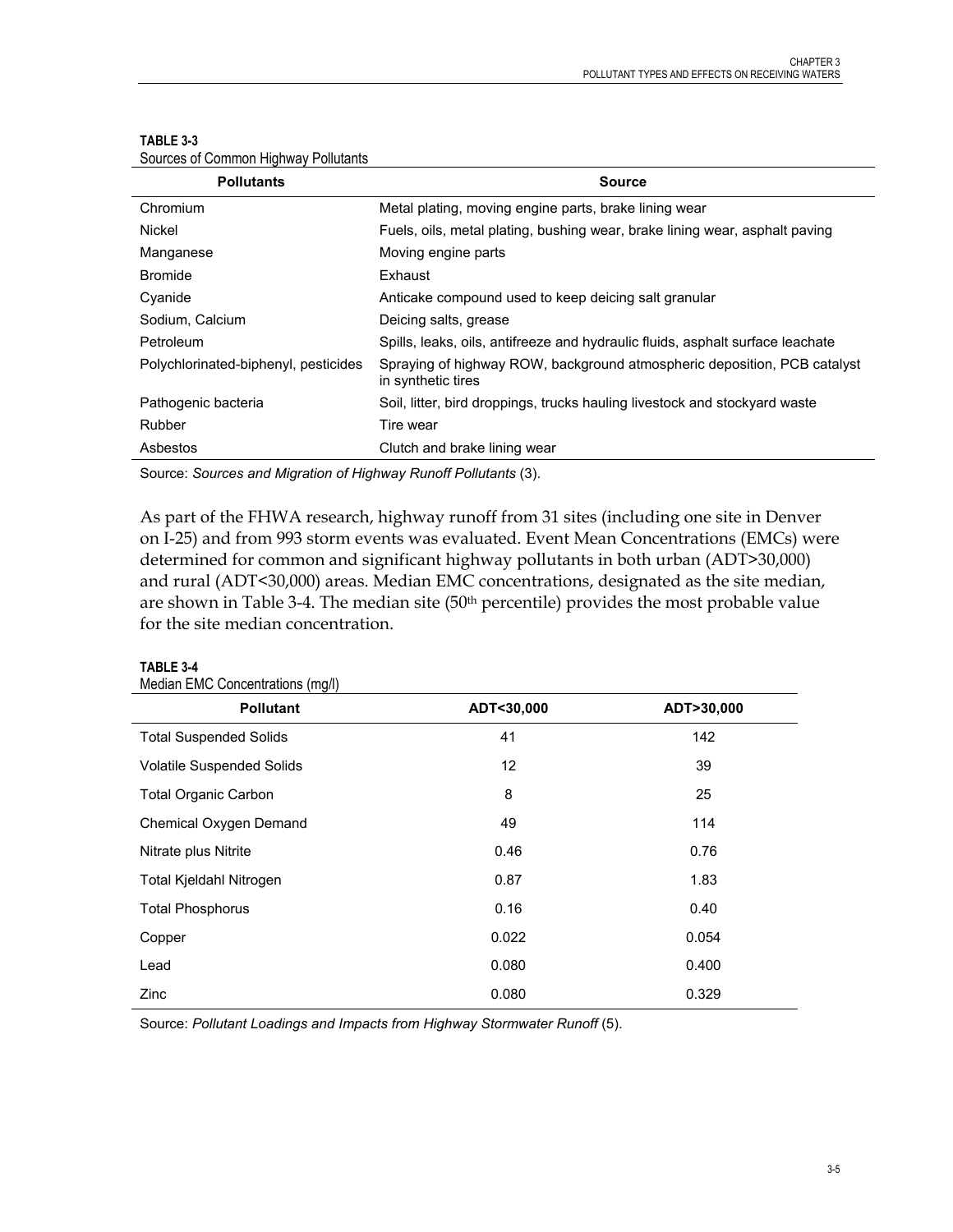**TABLE 3-3**
Sources of Common Highway Pollutants

| Pollutants | Source |
|---|---|
| Chromium | Metal plating, moving engine parts, brake lining wear |
| Nickel | Fuels, oils, metal plating, bushing wear, brake lining wear, asphalt paving |
| Manganese | Moving engine parts |
| Bromide | Exhaust |
| Cyanide | Anticake compound used to keep deicing salt granular |
| Sodium, Calcium | Deicing salts, grease |
| Petroleum | Spills, leaks, oils, antifreeze and hydraulic fluids, asphalt surface leachate |
| Polychlorinated-biphenyl, pesticides | Spraying of highway ROW, background atmospheric deposition, PCB catalyst in synthetic tires |
| Pathogenic bacteria | Soil, litter, bird droppings, trucks hauling livestock and stockyard waste |
| Rubber | Tire wear |
| Asbestos | Clutch and brake lining wear |

Source: *Sources and Migration of Highway Runoff Pollutants* (3).

As part of the FHWA research, highway runoff from 31 sites (including one site in Denver on I-25) and from 993 storm events was evaluated. Event Mean Concentrations (EMCs) were determined for common and significant highway pollutants in both urban (ADT>30,000) and rural (ADT<30,000) areas. Median EMC concentrations, designated as the site median, are shown in Table 3-4. The median site (50th percentile) provides the most probable value for the site median concentration.

**TABLE 3-4**
Median EMC Concentrations (mg/l)

| Pollutant | ADT<30,000 | ADT>30,000 |
|---|---|---|
| Total Suspended Solids | 41 | 142 |
| Volatile Suspended Solids | 12 | 39 |
| Total Organic Carbon | 8 | 25 |
| Chemical Oxygen Demand | 49 | 114 |
| Nitrate plus Nitrite | 0.46 | 0.76 |
| Total Kjeldahl Nitrogen | 0.87 | 1.83 |
| Total Phosphorus | 0.16 | 0.40 |
| Copper | 0.022 | 0.054 |
| Lead | 0.080 | 0.400 |
| Zinc | 0.080 | 0.329 |

Source: *Pollutant Loadings and Impacts from Highway Stormwater Runoff* (5).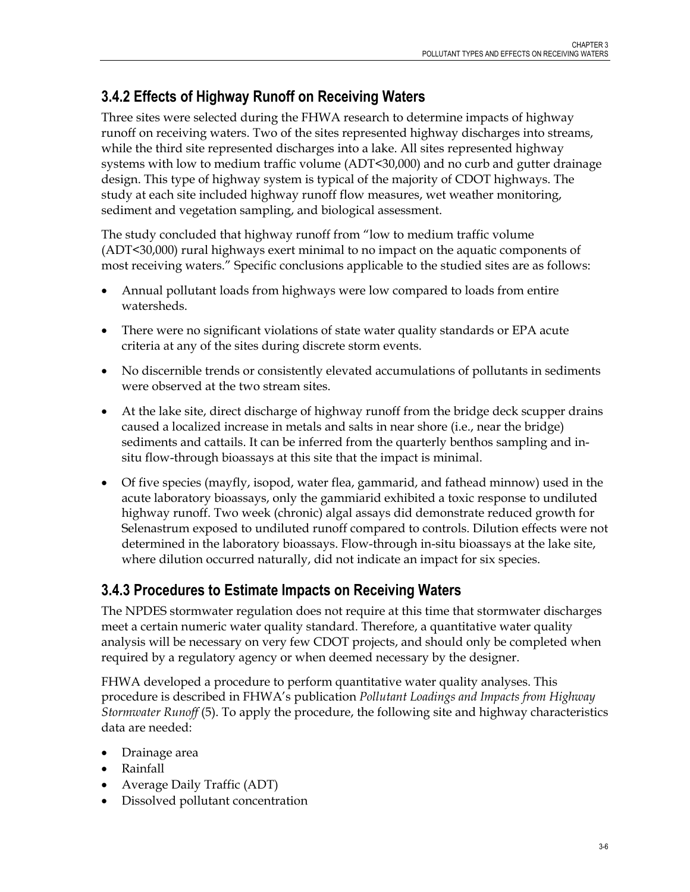### 3.4.2 Effects of Highway Runoff on Receiving Waters

Three sites were selected during the FHWA research to determine impacts of highway runoff on receiving waters. Two of the sites represented highway discharges into streams, while the third site represented discharges into a lake. All sites represented highway systems with low to medium traffic volume (ADT<30,000) and no curb and gutter drainage design. This type of highway system is typical of the majority of CDOT highways. The study at each site included highway runoff flow measures, wet weather monitoring, sediment and vegetation sampling, and biological assessment.

The study concluded that highway runoff from "low to medium traffic volume (ADT<30,000) rural highways exert minimal to no impact on the aquatic components of most receiving waters." Specific conclusions applicable to the studied sites are as follows:

- Annual pollutant loads from highways were low compared to loads from entire watersheds.
- There were no significant violations of state water quality standards or EPA acute criteria at any of the sites during discrete storm events.
- No discernible trends or consistently elevated accumulations of pollutants in sediments were observed at the two stream sites.
- At the lake site, direct discharge of highway runoff from the bridge deck scupper drains caused a localized increase in metals and salts in near shore (i.e., near the bridge) sediments and cattails. It can be inferred from the quarterly benthos sampling and in-situ flow-through bioassays at this site that the impact is minimal.
- Of five species (mayfly, isopod, water flea, gammarid, and fathead minnow) used in the acute laboratory bioassays, only the gammiarid exhibited a toxic response to undiluted highway runoff. Two week (chronic) algal assays did demonstrate reduced growth for Selenastrum exposed to undiluted runoff compared to controls. Dilution effects were not determined in the laboratory bioassays. Flow-through in-situ bioassays at the lake site, where dilution occurred naturally, did not indicate an impact for six species.

### 3.4.3 Procedures to Estimate Impacts on Receiving Waters

The NPDES stormwater regulation does not require at this time that stormwater discharges meet a certain numeric water quality standard. Therefore, a quantitative water quality analysis will be necessary on very few CDOT projects, and should only be completed when required by a regulatory agency or when deemed necessary by the designer.

FHWA developed a procedure to perform quantitative water quality analyses. This procedure is described in FHWA's publication *Pollutant Loadings and Impacts from Highway Stormwater Runoff* (5). To apply the procedure, the following site and highway characteristics data are needed:

- Drainage area
- Rainfall
- Average Daily Traffic (ADT)
- Dissolved pollutant concentration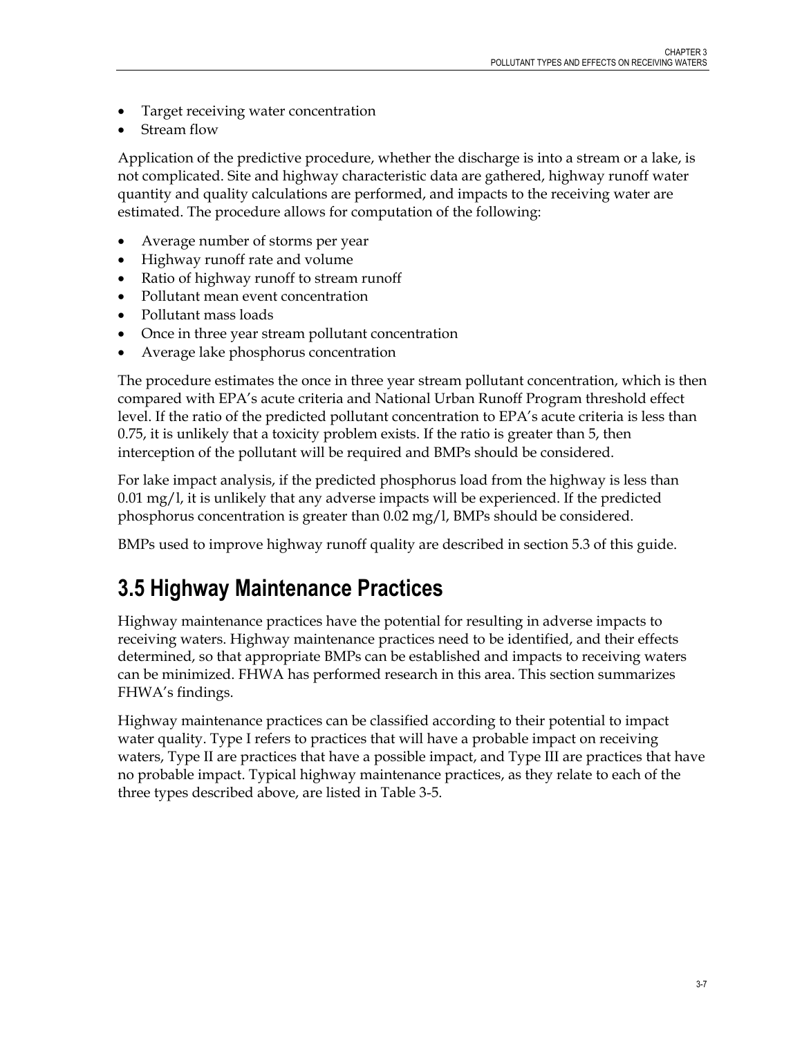- Target receiving water concentration
- Stream flow

Application of the predictive procedure, whether the discharge is into a stream or a lake, is not complicated. Site and highway characteristic data are gathered, highway runoff water quantity and quality calculations are performed, and impacts to the receiving water are estimated. The procedure allows for computation of the following:

- Average number of storms per year
- Highway runoff rate and volume
- Ratio of highway runoff to stream runoff
- Pollutant mean event concentration
- Pollutant mass loads
- Once in three year stream pollutant concentration
- Average lake phosphorus concentration

The procedure estimates the once in three year stream pollutant concentration, which is then compared with EPA's acute criteria and National Urban Runoff Program threshold effect level. If the ratio of the predicted pollutant concentration to EPA's acute criteria is less than 0.75, it is unlikely that a toxicity problem exists. If the ratio is greater than 5, then interception of the pollutant will be required and BMPs should be considered.

For lake impact analysis, if the predicted phosphorus load from the highway is less than 0.01 mg/l, it is unlikely that any adverse impacts will be experienced. If the predicted phosphorus concentration is greater than 0.02 mg/l, BMPs should be considered.

BMPs used to improve highway runoff quality are described in section 5.3 of this guide.

## 3.5 Highway Maintenance Practices

Highway maintenance practices have the potential for resulting in adverse impacts to receiving waters. Highway maintenance practices need to be identified, and their effects determined, so that appropriate BMPs can be established and impacts to receiving waters can be minimized. FHWA has performed research in this area. This section summarizes FHWA's findings.

Highway maintenance practices can be classified according to their potential to impact water quality. Type I refers to practices that will have a probable impact on receiving waters, Type II are practices that have a possible impact, and Type III are practices that have no probable impact. Typical highway maintenance practices, as they relate to each of the three types described above, are listed in Table 3-5.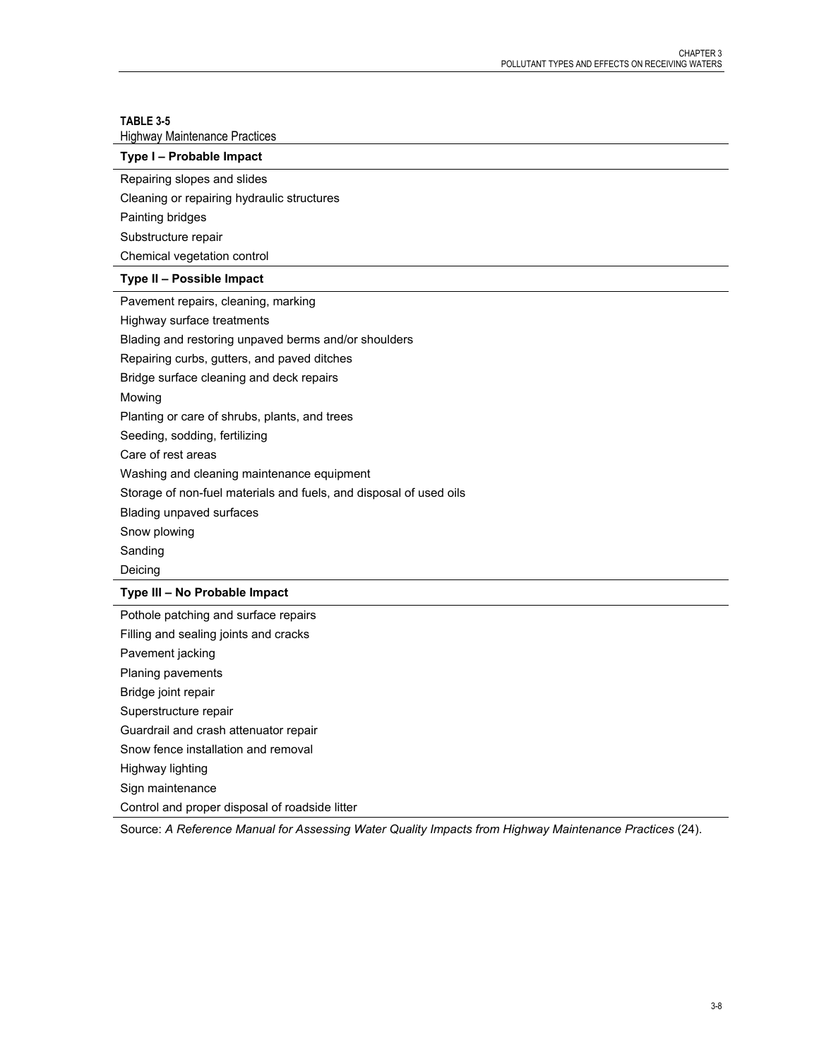**TABLE 3-5**
Highway Maintenance Practices

| |
|---|
| **Type I – Probable Impact** |
| Repairing slopes and slides |
| Cleaning or repairing hydraulic structures |
| Painting bridges |
| Substructure repair |
| Chemical vegetation control |
| **Type II – Possible Impact** |
| Pavement repairs, cleaning, marking |
| Highway surface treatments |
| Blading and restoring unpaved berms and/or shoulders |
| Repairing curbs, gutters, and paved ditches |
| Bridge surface cleaning and deck repairs |
| Mowing |
| Planting or care of shrubs, plants, and trees |
| Seeding, sodding, fertilizing |
| Care of rest areas |
| Washing and cleaning maintenance equipment |
| Storage of non-fuel materials and fuels, and disposal of used oils |
| Blading unpaved surfaces |
| Snow plowing |
| Sanding |
| Deicing |
| **Type III – No Probable Impact** |
| Pothole patching and surface repairs |
| Filling and sealing joints and cracks |
| Pavement jacking |
| Planing pavements |
| Bridge joint repair |
| Superstructure repair |
| Guardrail and crash attenuator repair |
| Snow fence installation and removal |
| Highway lighting |
| Sign maintenance |
| Control and proper disposal of roadside litter |

Source: *A Reference Manual for Assessing Water Quality Impacts from Highway Maintenance Practices* (24).